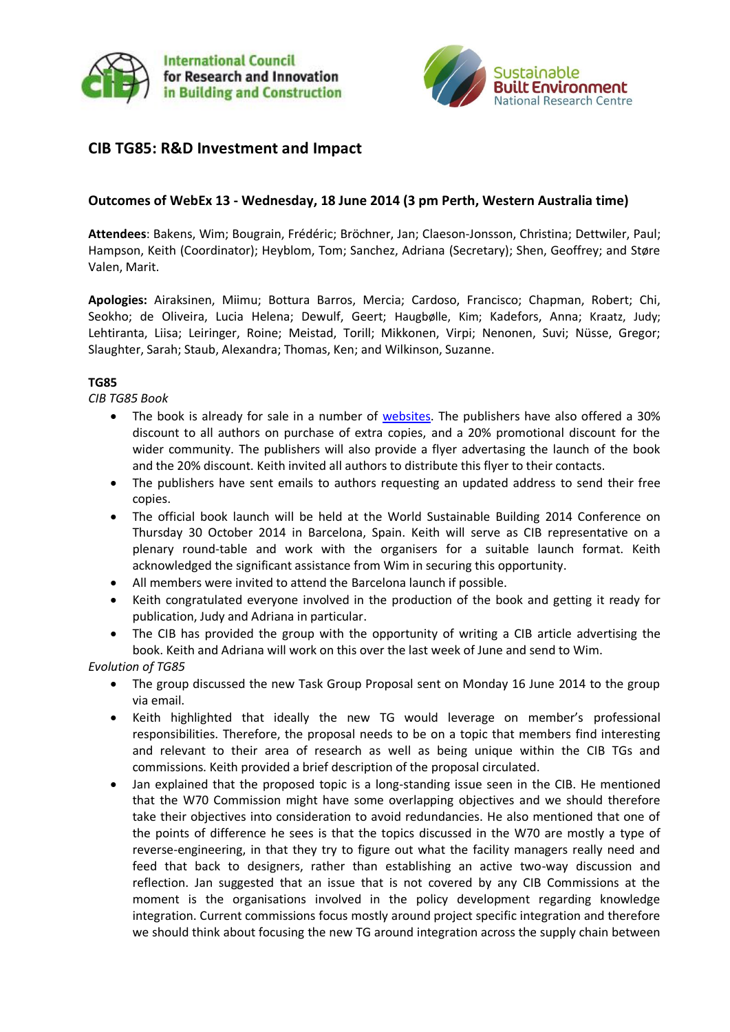International Council for Research and Innovation in Building and Construction

Sustainable Built Environment National Research Centre

# CIB TG85: R&D Investment and Impact

## Outcomes of WebEx 13 - Wednesday, 18 June 2014 (3 pm Perth, Western Australia time)

**Attendees**: Bakens, Wim; Bougrain, Frédéric; Bröchner, Jan; Claeson-Jonsson, Christina; Dettwiler, Paul; Hampson, Keith (Coordinator); Heyblom, Tom; Sanchez, Adriana (Secretary); Shen, Geoffrey; and Støre Valen, Marit.

**Apologies:** Airaksinen, Miimu; Bottura Barros, Mercia; Cardoso, Francisco; Chapman, Robert; Chi, Seokho; de Oliveira, Lucia Helena; Dewulf, Geert; Haugbølle, Kim; Kadefors, Anna; Kraatz, Judy; Lehtiranta, Liisa; Leiringer, Roine; Meistad, Torill; Mikkonen, Virpi; Nenonen, Suvi; Nüsse, Gregor; Slaughter, Sarah; Staub, Alexandra; Thomas, Ken; and Wilkinson, Suzanne.

**TG85**

*CIB TG85 Book*

- The book is already for sale in a number of websites. The publishers have also offered a 30% discount to all authors on purchase of extra copies, and a 20% promotional discount for the wider community. The publishers will also provide a flyer advertising the launch of the book and the 20% discount. Keith invited all authors to distribute this flyer to their contacts.
- The publishers have sent emails to authors requesting an updated address to send their free copies.
- The official book launch will be held at the World Sustainable Building 2014 Conference on Thursday 30 October 2014 in Barcelona, Spain. Keith will serve as CIB representative on a plenary round-table and work with the organisers for a suitable launch format. Keith acknowledged the significant assistance from Wim in securing this opportunity.
- All members were invited to attend the Barcelona launch if possible.
- Keith congratulated everyone involved in the production of the book and getting it ready for publication, Judy and Adriana in particular.
- The CIB has provided the group with the opportunity of writing a CIB article advertising the book. Keith and Adriana will work on this over the last week of June and send to Wim.

*Evolution of TG85*

- The group discussed the new Task Group Proposal sent on Monday 16 June 2014 to the group via email.
- Keith highlighted that ideally the new TG would leverage on member's professional responsibilities. Therefore, the proposal needs to be on a topic that members find interesting and relevant to their area of research as well as being unique within the CIB TGs and commissions. Keith provided a brief description of the proposal circulated.
- Jan explained that the proposed topic is a long-standing issue seen in the CIB. He mentioned that the W70 Commission might have some overlapping objectives and we should therefore take their objectives into consideration to avoid redundancies. He also mentioned that one of the points of difference he sees is that the topics discussed in the W70 are mostly a type of reverse-engineering, in that they try to figure out what the facility managers really need and feed that back to designers, rather than establishing an active two-way discussion and reflection. Jan suggested that an issue that is not covered by any CIB Commissions at the moment is the organisations involved in the policy development regarding knowledge integration. Current commissions focus mostly around project specific integration and therefore we should think about focusing the new TG around integration across the supply chain between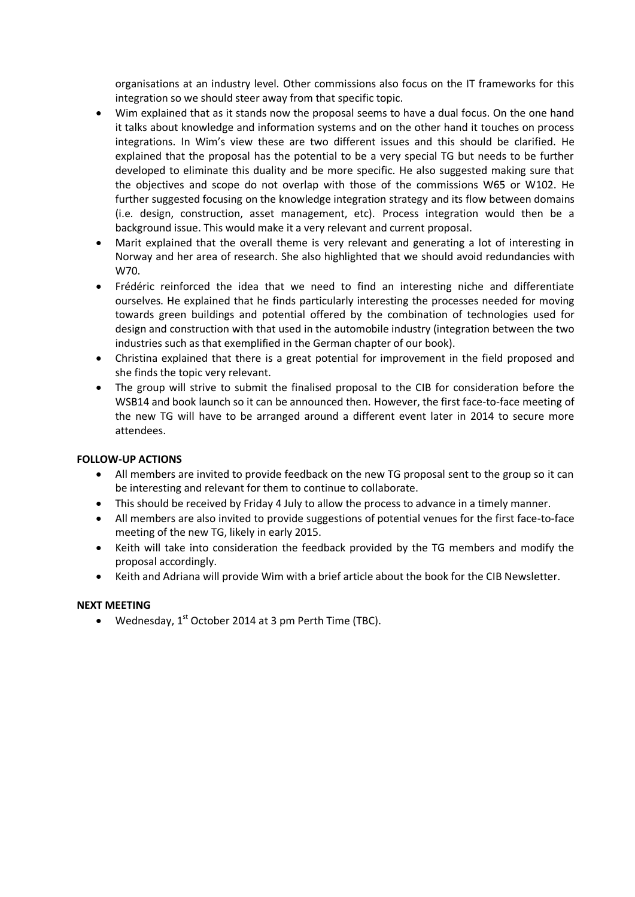organisations at an industry level. Other commissions also focus on the IT frameworks for this integration so we should steer away from that specific topic.

- Wim explained that as it stands now the proposal seems to have a dual focus. On the one hand it talks about knowledge and information systems and on the other hand it touches on process integrations. In Wim's view these are two different issues and this should be clarified. He explained that the proposal has the potential to be a very special TG but needs to be further developed to eliminate this duality and be more specific. He also suggested making sure that the objectives and scope do not overlap with those of the commissions W65 or W102. He further suggested focusing on the knowledge integration strategy and its flow between domains (i.e. design, construction, asset management, etc). Process integration would then be a background issue. This would make it a very relevant and current proposal.
- Marit explained that the overall theme is very relevant and generating a lot of interesting in Norway and her area of research. She also highlighted that we should avoid redundancies with W70.
- Frédéric reinforced the idea that we need to find an interesting niche and differentiate ourselves. He explained that he finds particularly interesting the processes needed for moving towards green buildings and potential offered by the combination of technologies used for design and construction with that used in the automobile industry (integration between the two industries such as that exemplified in the German chapter of our book).
- Christina explained that there is a great potential for improvement in the field proposed and she finds the topic very relevant.
- The group will strive to submit the finalised proposal to the CIB for consideration before the WSB14 and book launch so it can be announced then. However, the first face-to-face meeting of the new TG will have to be arranged around a different event later in 2014 to secure more attendees.

**FOLLOW-UP ACTIONS**

- All members are invited to provide feedback on the new TG proposal sent to the group so it can be interesting and relevant for them to continue to collaborate.
- This should be received by Friday 4 July to allow the process to advance in a timely manner.
- All members are also invited to provide suggestions of potential venues for the first face-to-face meeting of the new TG, likely in early 2015.
- Keith will take into consideration the feedback provided by the TG members and modify the proposal accordingly.
- Keith and Adriana will provide Wim with a brief article about the book for the CIB Newsletter.

**NEXT MEETING**

- Wednesday, 1st October 2014 at 3 pm Perth Time (TBC).